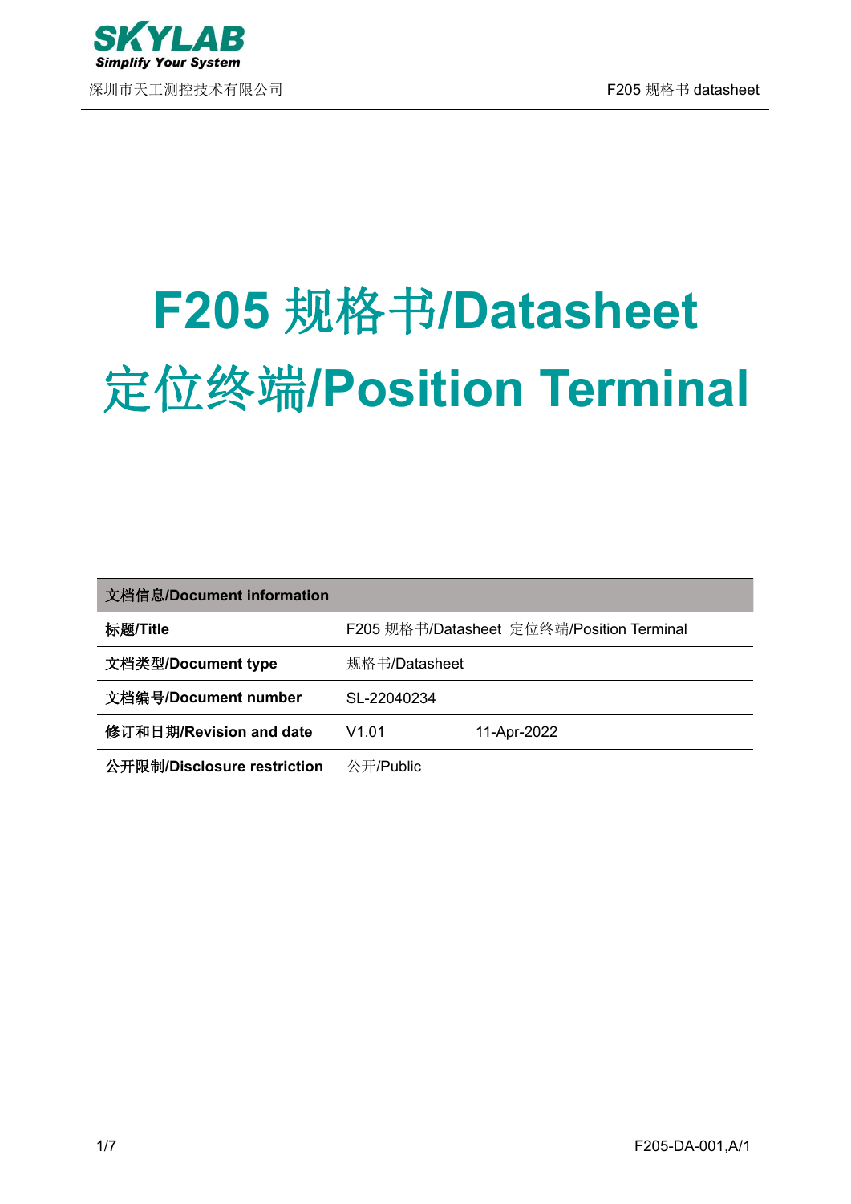# F205 规格书/Datasheet
# 定位终端/Position Terminal

| 文档信息/Document information | | |
|---|---|---|
| **标题/Title** | F205 规格书/Datasheet 定位终端/Position Terminal | |
| **文档类型/Document type** | 规格书/Datasheet | |
| **文档编号/Document number** | SL-22040234 | |
| **修订和日期/Revision and date** | V1.01 | 11-Apr-2022 |
| **公开限制/Disclosure restriction** | 公开/Public | |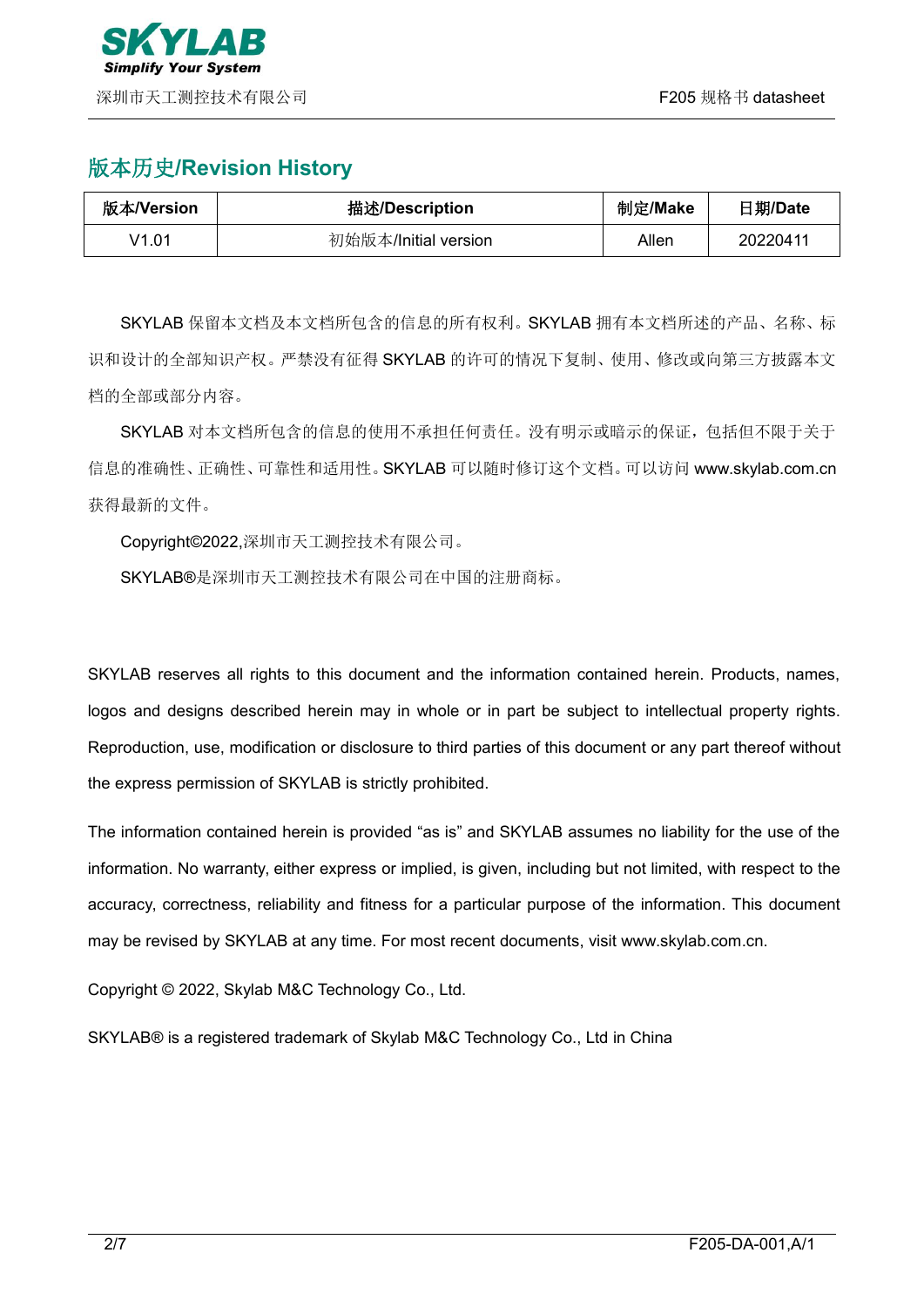## 版本历史/Revision History

| 版本/Version | 描述/Description | 制定/Make | 日期/Date |
|---|---|---|---|
| V1.01 | 初始版本/Initial version | Allen | 20220411 |

SKYLAB 保留本文档及本文档所包含的信息的所有权利。SKYLAB 拥有本文档所述的产品、名称、标识和设计的全部知识产权。严禁没有征得 SKYLAB 的许可的情况下复制、使用、修改或向第三方披露本文档的全部或部分内容。

SKYLAB 对本文档所包含的信息的使用不承担任何责任。没有明示或暗示的保证，包括但不限于关于信息的准确性、正确性、可靠性和适用性。SKYLAB 可以随时修订这个文档。可以访问 www.skylab.com.cn 获得最新的文件。

Copyright©2022,深圳市天工测控技术有限公司。

SKYLAB®是深圳市天工测控技术有限公司在中国的注册商标。

SKYLAB reserves all rights to this document and the information contained herein. Products, names, logos and designs described herein may in whole or in part be subject to intellectual property rights. Reproduction, use, modification or disclosure to third parties of this document or any part thereof without the express permission of SKYLAB is strictly prohibited.

The information contained herein is provided "as is" and SKYLAB assumes no liability for the use of the information. No warranty, either express or implied, is given, including but not limited, with respect to the accuracy, correctness, reliability and fitness for a particular purpose of the information. This document may be revised by SKYLAB at any time. For most recent documents, visit www.skylab.com.cn.

Copyright © 2022, Skylab M&C Technology Co., Ltd.

SKYLAB® is a registered trademark of Skylab M&C Technology Co., Ltd in China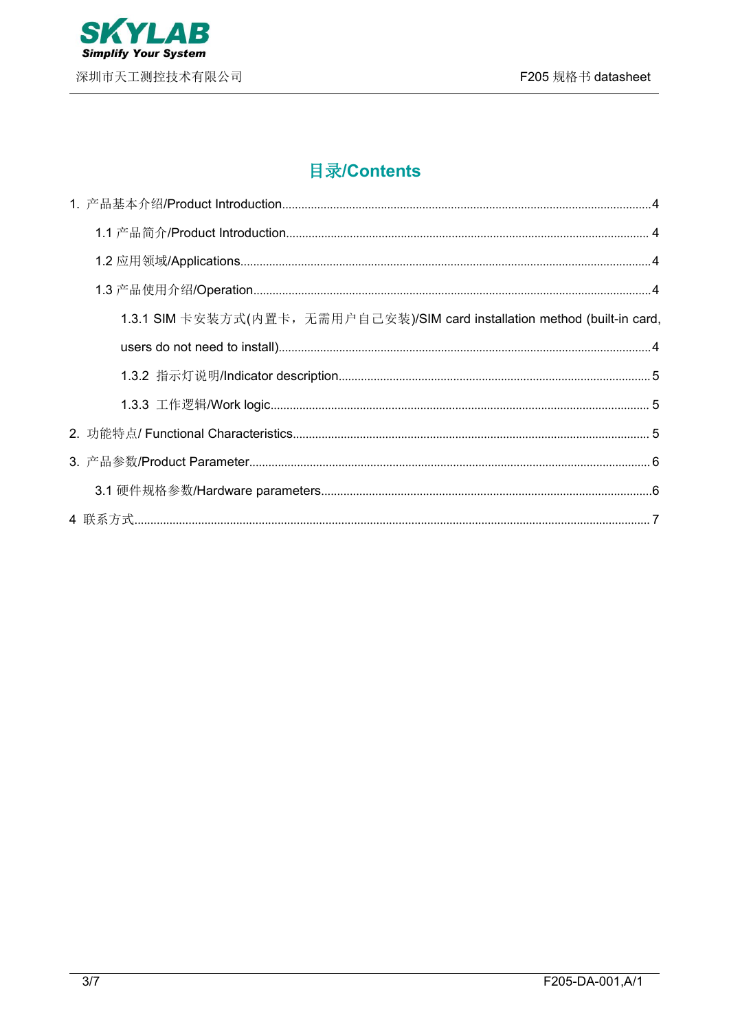# 目录/Contents

1. 产品基本介绍/Product Introduction....4
   - 1.1 产品简介/Product Introduction....4
   - 1.2 应用领域/Applications....4
   - 1.3 产品使用介绍/Operation....4
     - 1.3.1 SIM 卡安装方式(内置卡，无需用户自己安装)/SIM card installation method (built-in card, users do not need to install)....4
     - 1.3.2 指示灯说明/Indicator description....5
     - 1.3.3 工作逻辑/Work logic....5
2. 功能特点/ Functional Characteristics....5
3. 产品参数/Product Parameter....6
   - 3.1 硬件规格参数/Hardware parameters....6

4 联系方式....7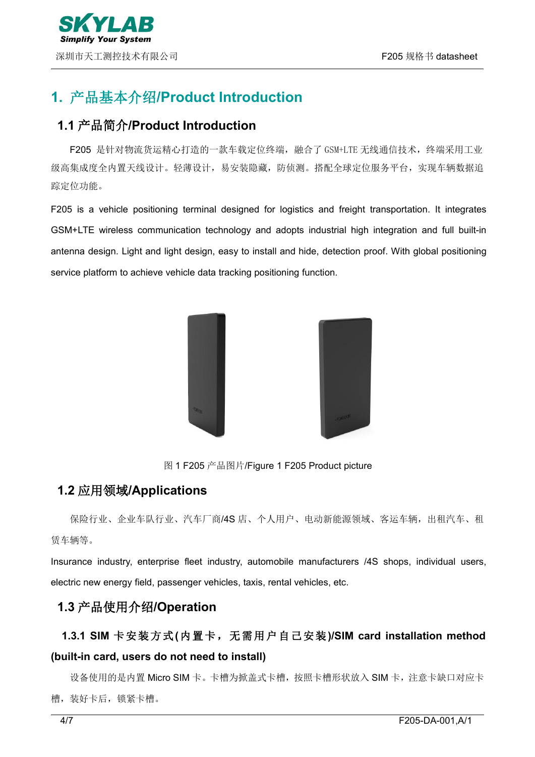# 1. 产品基本介绍/Product Introduction

## 1.1 产品简介/Product Introduction

F205 是针对物流货运精心打造的一款车载定位终端，融合了 GSM+LTE 无线通信技术，终端采用工业级高集成度全内置天线设计。轻薄设计，易安装隐藏，防侦测。搭配全球定位服务平台，实现车辆数据追踪定位功能。

F205 is a vehicle positioning terminal designed for logistics and freight transportation. It integrates GSM+LTE wireless communication technology and adopts industrial high integration and full built-in antenna design. Light and light design, easy to install and hide, detection proof. With global positioning service platform to achieve vehicle data tracking positioning function.

图 1 F205 产品图片/Figure 1 F205 Product picture

## 1.2 应用领域/Applications

保险行业、企业车队行业、汽车厂商/4S 店、个人用户、电动新能源领域、客运车辆，出租汽车、租赁车辆等。

Insurance industry, enterprise fleet industry, automobile manufacturers /4S shops, individual users, electric new energy field, passenger vehicles, taxis, rental vehicles, etc.

## 1.3 产品使用介绍/Operation

### 1.3.1 SIM 卡安装方式(内置卡，无需用户自己安装)/SIM card installation method (built-in card, users do not need to install)

设备使用的是内置 Micro SIM 卡。卡槽为掀盖式卡槽，按照卡槽形状放入 SIM 卡，注意卡缺口对应卡槽，装好卡后，锁紧卡槽。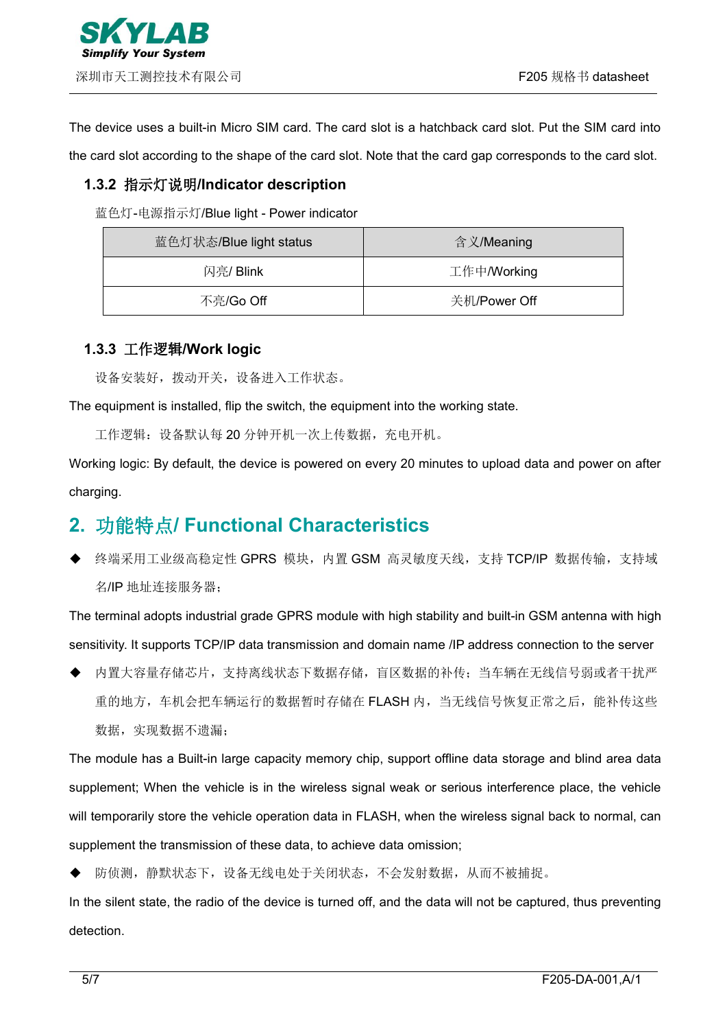The device uses a built-in Micro SIM card. The card slot is a hatchback card slot. Put the SIM card into the card slot according to the shape of the card slot. Note that the card gap corresponds to the card slot.

### 1.3.2 指示灯说明/Indicator description

蓝色灯-电源指示灯/Blue light - Power indicator

| 蓝色灯状态/Blue light status | 含义/Meaning |
|---|---|
| 闪亮/ Blink | 工作中/Working |
| 不亮/Go Off | 关机/Power Off |

### 1.3.3 工作逻辑/Work logic

设备安装好，拨动开关，设备进入工作状态。

The equipment is installed, flip the switch, the equipment into the working state.

工作逻辑：设备默认每 20 分钟开机一次上传数据，充电开机。

Working logic: By default, the device is powered on every 20 minutes to upload data and power on after charging.

## 2. 功能特点/ Functional Characteristics

- 终端采用工业级高稳定性 GPRS 模块，内置 GSM 高灵敏度天线，支持 TCP/IP 数据传输，支持域名/IP 地址连接服务器；

The terminal adopts industrial grade GPRS module with high stability and built-in GSM antenna with high sensitivity. It supports TCP/IP data transmission and domain name /IP address connection to the server

- 内置大容量存储芯片，支持离线状态下数据存储，盲区数据的补传；当车辆在无线信号弱或者干扰严重的地方，车机会把车辆运行的数据暂时存储在 FLASH 内，当无线信号恢复正常之后，能补传这些数据，实现数据不遗漏；

The module has a Built-in large capacity memory chip, support offline data storage and blind area data supplement; When the vehicle is in the wireless signal weak or serious interference place, the vehicle will temporarily store the vehicle operation data in FLASH, when the wireless signal back to normal, can supplement the transmission of these data, to achieve data omission;

- 防侦测，静默状态下，设备无线电处于关闭状态，不会发射数据，从而不被捕捉。

In the silent state, the radio of the device is turned off, and the data will not be captured, thus preventing detection.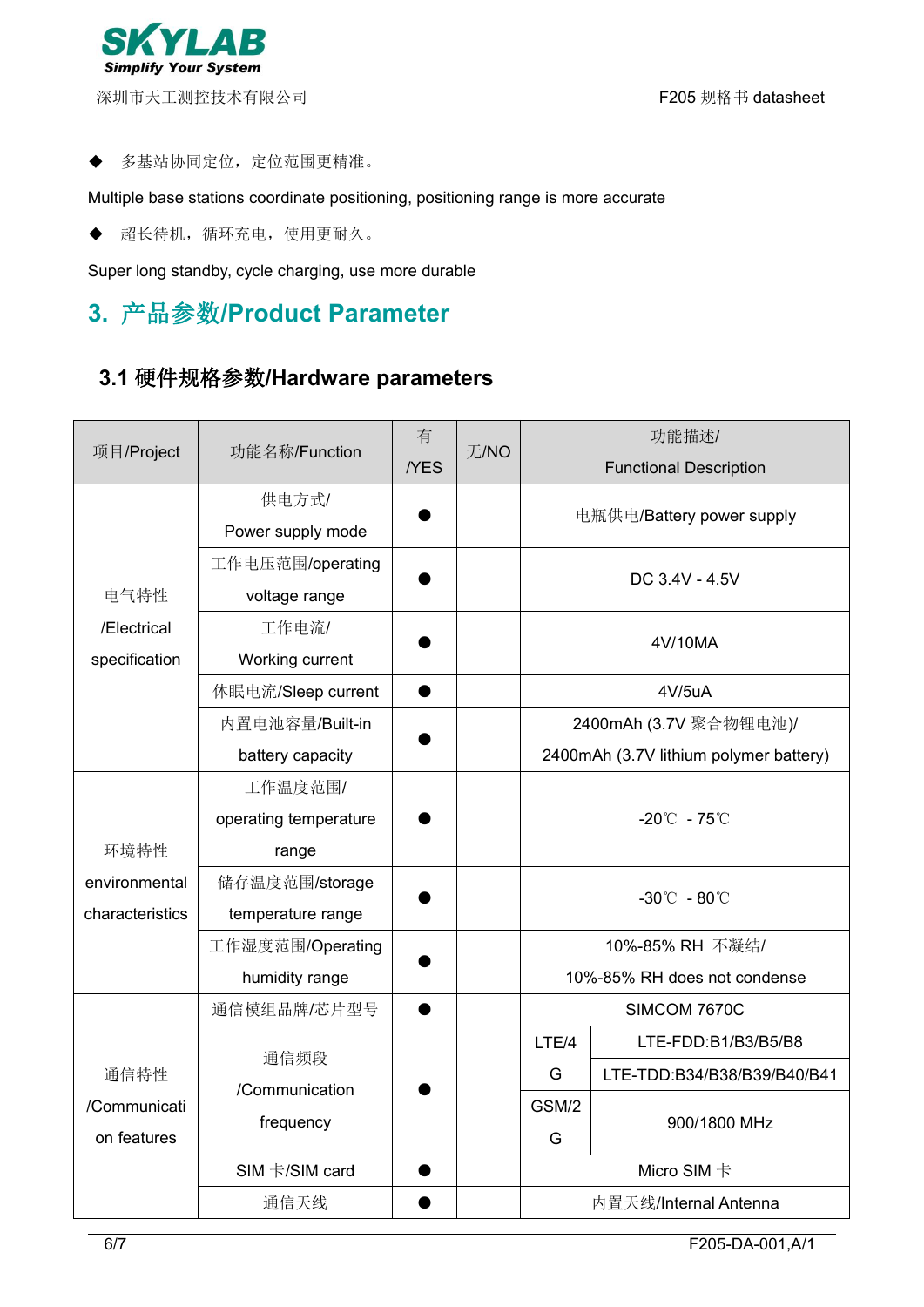◆ 多基站协同定位，定位范围更精准。

Multiple base stations coordinate positioning, positioning range is more accurate

◆ 超长待机，循环充电，使用更耐久。

Super long standby, cycle charging, use more durable

## 3. 产品参数/Product Parameter

### 3.1 硬件规格参数/Hardware parameters

| 项目/Project | 功能名称/Function | 有/YES | 无/NO | 功能描述/Functional Description | |
|---|---|---|---|---|---|
| 电气特性/Electrical specification | 供电方式/Power supply mode | ● | | 电瓶供电/Battery power supply | |
| | 工作电压范围/operating voltage range | ● | | DC 3.4V - 4.5V | |
| | 工作电流/Working current | ● | | 4V/10MA | |
| | 休眠电流/Sleep current | ● | | 4V/5uA | |
| | 内置电池容量/Built-in battery capacity | ● | | 2400mAh (3.7V 聚合物锂电池)/ 2400mAh (3.7V lithium polymer battery) | |
| 环境特性 environmental characteristics | 工作温度范围/operating temperature range | ● | | -20℃ - 75℃ | |
| | 储存温度范围/storage temperature range | ● | | -30℃ - 80℃ | |
| | 工作湿度范围/Operating humidity range | ● | | 10%-85% RH 不凝结/ 10%-85% RH does not condense | |
| 通信特性/Communication features | 通信模组品牌/芯片型号 | ● | | SIMCOM 7670C | |
| | 通信频段/Communication frequency | ● | | LTE/4G | LTE-FDD:B1/B3/B5/B8 |
| | | | | | LTE-TDD:B34/B38/B39/B40/B41 |
| | | | | GSM/2G | 900/1800 MHz |
| | SIM 卡/SIM card | ● | | Micro SIM 卡 | |
| | 通信天线 | ● | | 内置天线/Internal Antenna | |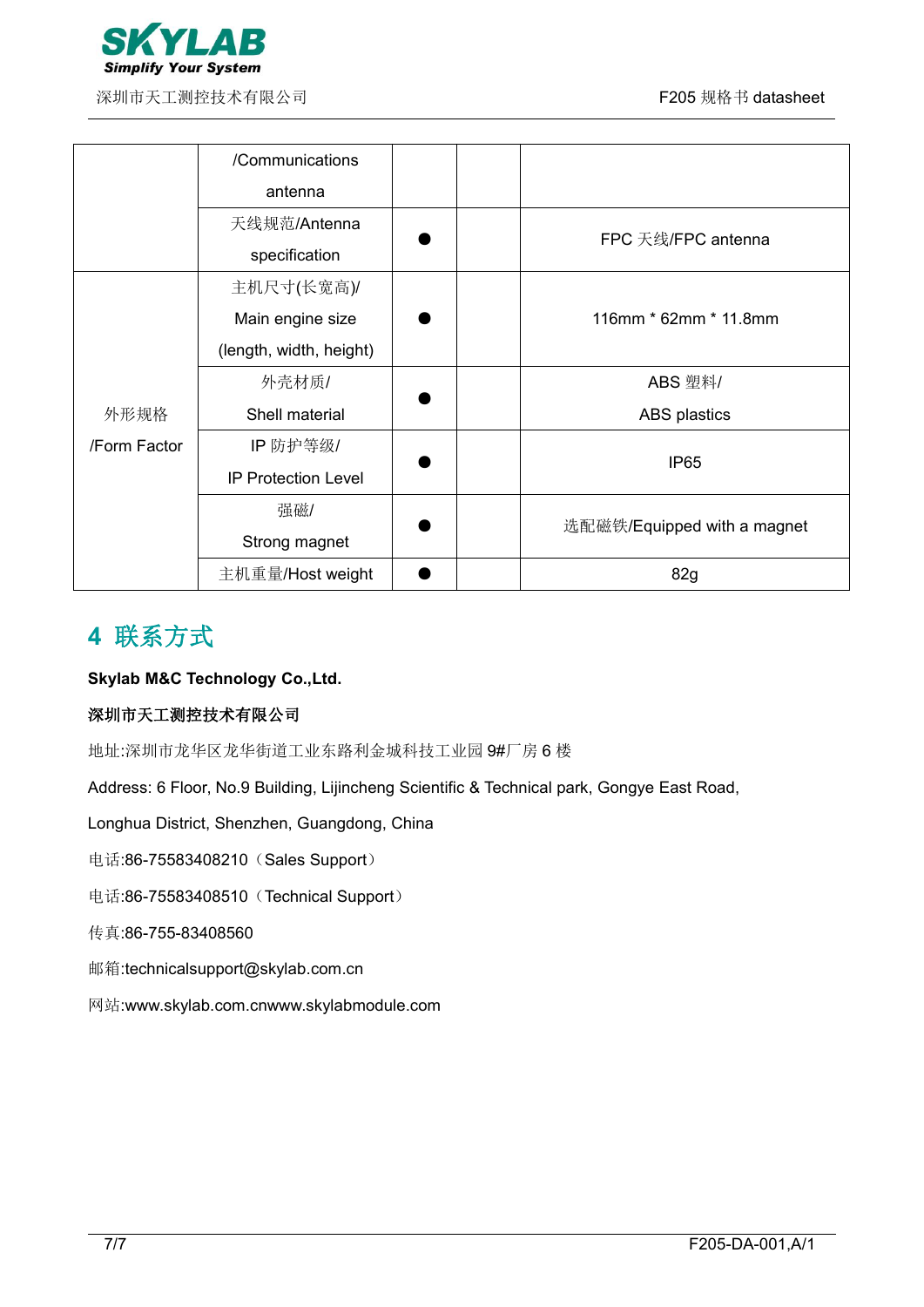| | | | | |
|---|---|---|---|---|
| | /Communications antenna | | | |
| | 天线规范/Antenna specification | ● | | FPC 天线/FPC antenna |
| 外形规格 /Form Factor | 主机尺寸(长宽高)/ Main engine size (length, width, height) | ● | | 116mm * 62mm * 11.8mm |
| | 外壳材质/ Shell material | ● | | ABS 塑料/ ABS plastics |
| | IP 防护等级/ IP Protection Level | ● | | IP65 |
| | 强磁/ Strong magnet | ● | | 选配磁铁/Equipped with a magnet |
| | 主机重量/Host weight | ● | | 82g |

## 4 联系方式

**Skylab M&C Technology Co.,Ltd.**

**深圳市天工测控技术有限公司**

地址:深圳市龙华区龙华街道工业东路利金城科技工业园 9#厂房 6 楼

Address: 6 Floor, No.9 Building, Lijincheng Scientific & Technical park, Gongye East Road, Longhua District, Shenzhen, Guangdong, China

电话:86-75583408210（Sales Support）

电话:86-75583408510（Technical Support）

传真:86-755-83408560

邮箱:technicalsupport@skylab.com.cn

网站:www.skylab.com.cnwww.skylabmodule.com